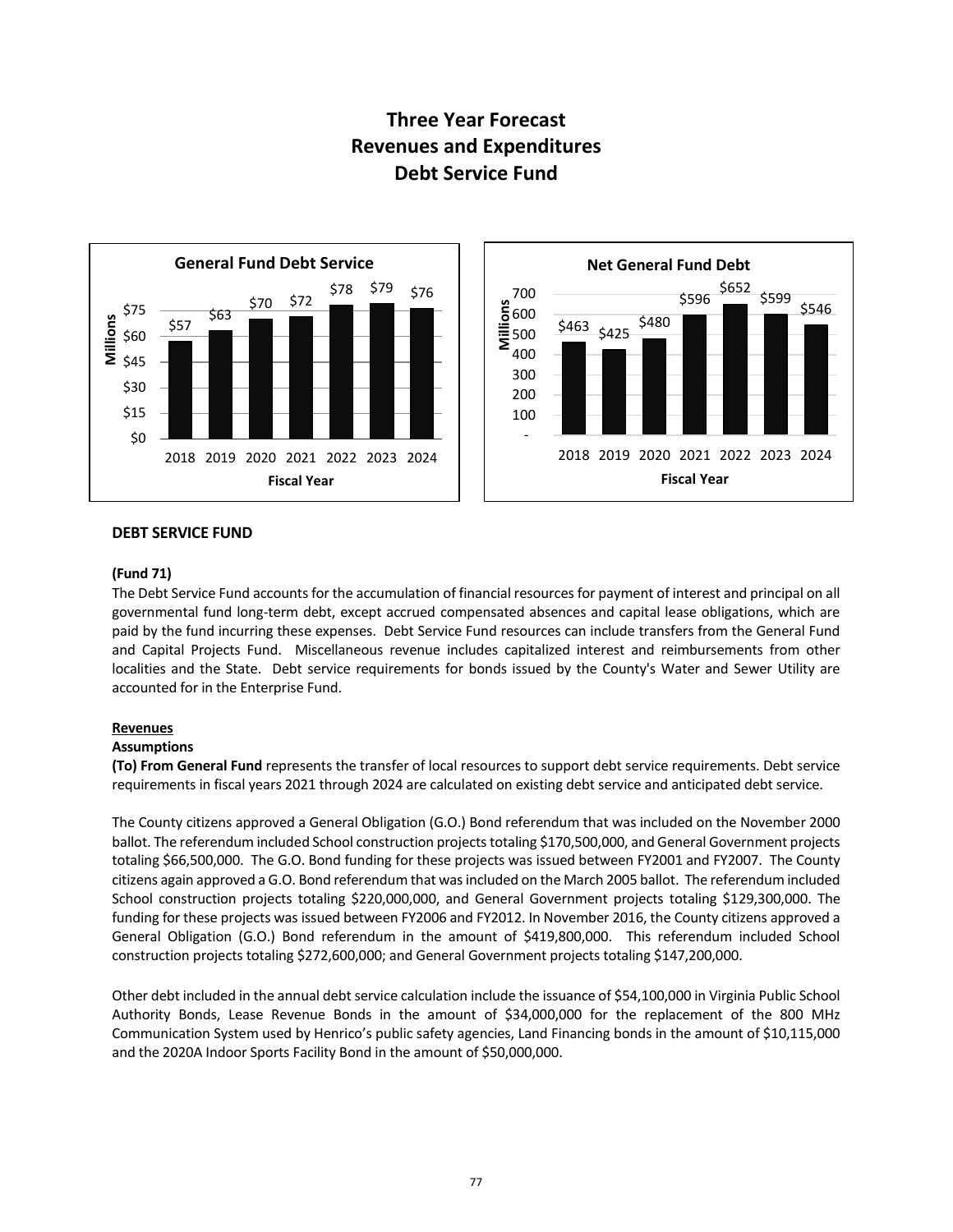# Three Year Forecast
# Revenues and Expenditures
# Debt Service Fund

**General Fund Debt Service**

| Fiscal Year | 2018 | 2019 | 2020 | 2021 | 2022 | 2023 | 2024 |
|---|---|---|---|---|---|---|---|
| Millions | $57 | $63 | $70 | $72 | $78 | $79 | $76 |

**Net General Fund Debt**

| Fiscal Year | 2018 | 2019 | 2020 | 2021 | 2022 | 2023 | 2024 |
|---|---|---|---|---|---|---|---|
| Millions | $463 | $425 | $480 | $596 | $652 | $599 | $546 |

## DEBT SERVICE FUND

**(Fund 71)**

The Debt Service Fund accounts for the accumulation of financial resources for payment of interest and principal on all governmental fund long-term debt, except accrued compensated absences and capital lease obligations, which are paid by the fund incurring these expenses. Debt Service Fund resources can include transfers from the General Fund and Capital Projects Fund. Miscellaneous revenue includes capitalized interest and reimbursements from other localities and the State. Debt service requirements for bonds issued by the County's Water and Sewer Utility are accounted for in the Enterprise Fund.

**Revenues**

**Assumptions**

**(To) From General Fund** represents the transfer of local resources to support debt service requirements. Debt service requirements in fiscal years 2021 through 2024 are calculated on existing debt service and anticipated debt service.

The County citizens approved a General Obligation (G.O.) Bond referendum that was included on the November 2000 ballot. The referendum included School construction projects totaling $170,500,000, and General Government projects totaling $66,500,000. The G.O. Bond funding for these projects was issued between FY2001 and FY2007. The County citizens again approved a G.O. Bond referendum that was included on the March 2005 ballot. The referendum included School construction projects totaling $220,000,000, and General Government projects totaling $129,300,000. The funding for these projects was issued between FY2006 and FY2012. In November 2016, the County citizens approved a General Obligation (G.O.) Bond referendum in the amount of $419,800,000. This referendum included School construction projects totaling $272,600,000; and General Government projects totaling $147,200,000.

Other debt included in the annual debt service calculation include the issuance of $54,100,000 in Virginia Public School Authority Bonds, Lease Revenue Bonds in the amount of $34,000,000 for the replacement of the 800 MHz Communication System used by Henrico's public safety agencies, Land Financing bonds in the amount of $10,115,000 and the 2020A Indoor Sports Facility Bond in the amount of $50,000,000.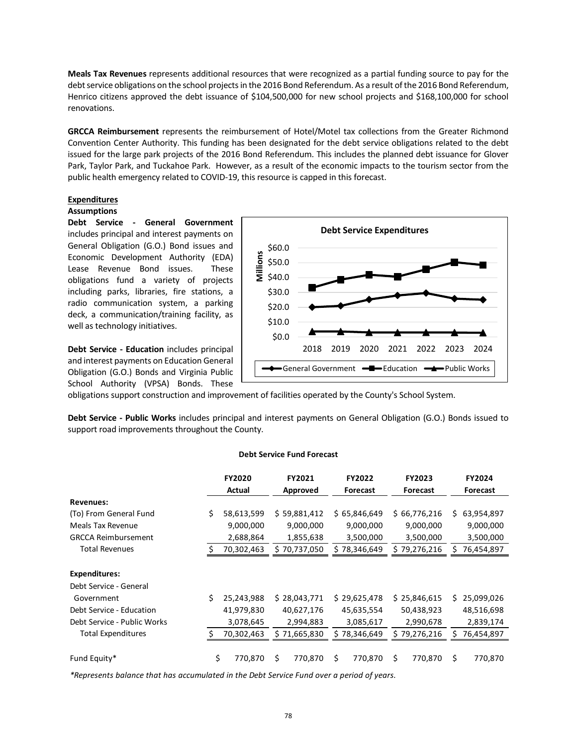**Meals Tax Revenues** represents additional resources that were recognized as a partial funding source to pay for the debt service obligations on the school projects in the 2016 Bond Referendum. As a result of the 2016 Bond Referendum, Henrico citizens approved the debt issuance of $104,500,000 for new school projects and $168,100,000 for school renovations.

**GRCCA Reimbursement** represents the reimbursement of Hotel/Motel tax collections from the Greater Richmond Convention Center Authority. This funding has been designated for the debt service obligations related to the debt issued for the large park projects of the 2016 Bond Referendum. This includes the planned debt issuance for Glover Park, Taylor Park, and Tuckahoe Park. However, as a result of the economic impacts to the tourism sector from the public health emergency related to COVID-19, this resource is capped in this forecast.

**Expenditures**

**Assumptions**

**Debt Service - General Government** includes principal and interest payments on General Obligation (G.O.) Bond issues and Economic Development Authority (EDA) Lease Revenue Bond issues. These obligations fund a variety of projects including parks, libraries, fire stations, a radio communication system, a parking deck, a communication/training facility, as well as technology initiatives.

Debt Service Expenditures

Millions

$60.0
$50.0
$40.0
$30.0
$20.0
$10.0
$0.0

2018 2019 2020 2021 2022 2023 2024

General Government, Education, Public Works

**Debt Service - Education** includes principal and interest payments on Education General Obligation (G.O.) Bonds and Virginia Public School Authority (VPSA) Bonds. These obligations support construction and improvement of facilities operated by the County's School System.

**Debt Service - Public Works** includes principal and interest payments on General Obligation (G.O.) Bonds issued to support road improvements throughout the County.

**Debt Service Fund Forecast**

| | FY2020 Actual | FY2021 Approved | FY2022 Forecast | FY2023 Forecast | FY2024 Forecast |
|---|---|---|---|---|---|
| **Revenues:** | | | | | |
| (To) From General Fund | $ 58,613,599 | $ 59,881,412 | $ 65,846,649 | $ 66,776,216 | $ 63,954,897 |
| Meals Tax Revenue | 9,000,000 | 9,000,000 | 9,000,000 | 9,000,000 | 9,000,000 |
| GRCCA Reimbursement | 2,688,864 | 1,855,638 | 3,500,000 | 3,500,000 | 3,500,000 |
| Total Revenues | $ 70,302,463 | $ 70,737,050 | $ 78,346,649 | $ 79,276,216 | $ 76,454,897 |
| **Expenditures:** | | | | | |
| Debt Service - General Government | $ 25,243,988 | $ 28,043,771 | $ 29,625,478 | $ 25,846,615 | $ 25,099,026 |
| Debt Service - Education | 41,979,830 | 40,627,176 | 45,635,554 | 50,438,923 | 48,516,698 |
| Debt Service - Public Works | 3,078,645 | 2,994,883 | 3,085,617 | 2,990,678 | 2,839,174 |
| Total Expenditures | $ 70,302,463 | $ 71,665,830 | $ 78,346,649 | $ 79,276,216 | $ 76,454,897 |
| Fund Equity* | $ 770,870 | $ 770,870 | $ 770,870 | $ 770,870 | $ 770,870 |

*Represents balance that has accumulated in the Debt Service Fund over a period of years.*